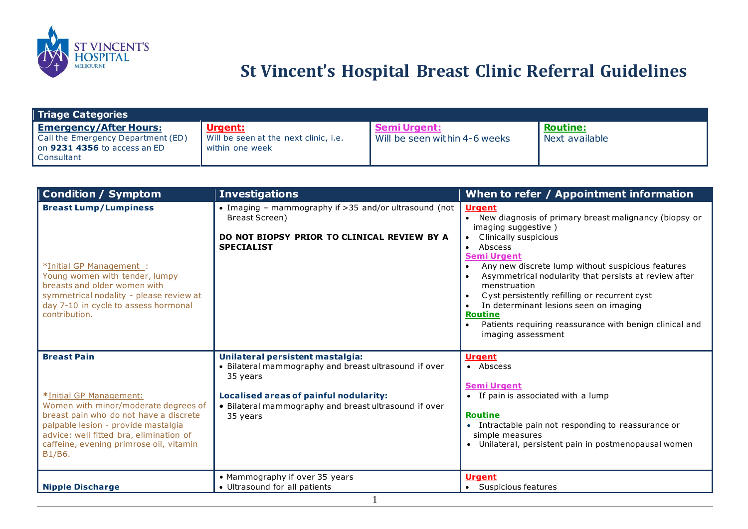# St Vincent's Hospital Breast Clinic Referral Guidelines

| Triage Categories | | | |
|---|---|---|---|
| **Emergency/After Hours:** Call the Emergency Department (ED) on **9231 4356** to access an ED Consultant | **Urgent:** Will be seen at the next clinic, i.e. within one week | **Semi Urgent:** Will be seen within 4-6 weeks | **Routine:** Next available |

| Condition / Symptom | Investigations | When to refer / Appointment information |
|---|---|---|
| **Breast Lump/Lumpiness**<br><br>*Initial GP Management :<br>Young women with tender, lumpy breasts and older women with symmetrical nodality - please review at day 7-10 in cycle to assess hormonal contribution. | • Imaging – mammography if >35 and/or ultrasound (not Breast Screen)<br><br>**DO NOT BIOPSY PRIOR TO CLINICAL REVIEW BY A SPECIALIST** | **Urgent**<br>• New diagnosis of primary breast malignancy (biopsy or imaging suggestive )<br>• Clinically suspicious<br>• Abscess<br>**Semi Urgent**<br>• Any new discrete lump without suspicious features<br>• Asymmetrical nodularity that persists at review after menstruation<br>• Cyst persistently refilling or recurrent cyst<br>• In determinant lesions seen on imaging<br>**Routine**<br>• Patients requiring reassurance with benign clinical and imaging assessment |
| **Breast Pain**<br><br>*Initial GP Management:<br>Women with minor/moderate degrees of breast pain who do not have a discrete palpable lesion - provide mastalgia advice: well fitted bra, elimination of caffeine, evening primrose oil, vitamin B1/B6. | **Unilateral persistent mastalgia:**<br>• Bilateral mammography and breast ultrasound if over 35 years<br><br>**Localised areas of painful nodularity:**<br>• Bilateral mammography and breast ultrasound if over 35 years | **Urgent**<br>• Abscess<br><br>**Semi Urgent**<br>• If pain is associated with a lump<br><br>**Routine**<br>• Intractable pain not responding to reassurance or simple measures<br>• Unilateral, persistent pain in postmenopausal women |
| **Nipple Discharge** | • Mammography if over 35 years<br>• Ultrasound for all patients | **Urgent**<br>• Suspicious features |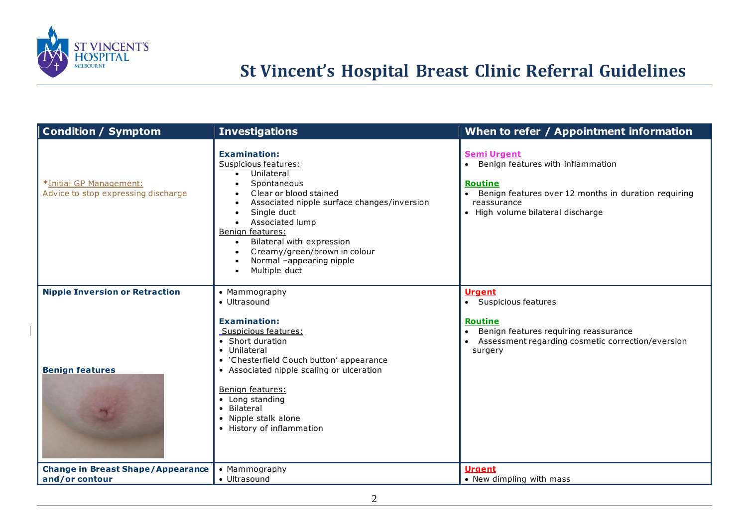# St Vincent's Hospital Breast Clinic Referral Guidelines

| Condition / Symptom | Investigations | When to refer / Appointment information |
|---|---|---|
| **\*Initial GP Management:** Advice to stop expressing discharge | **Examination:**<br>Suspicious features:<br>• Unilateral<br>• Spontaneous<br>• Clear or blood stained<br>• Associated nipple surface changes/inversion<br>• Single duct<br>• Associated lump<br>Benign features:<br>• Bilateral with expression<br>• Creamy/green/brown in colour<br>• Normal –appearing nipple<br>• Multiple duct | **Semi Urgent**<br>• Benign features with inflammation<br><br>**Routine**<br>• Benign features over 12 months in duration requiring reassurance<br>• High volume bilateral discharge |
| **Nipple Inversion or Retraction**<br><br>**Benign features** | • Mammography<br>• Ultrasound<br><br>**Examination:**<br>Suspicious features:<br>• Short duration<br>• Unilateral<br>• 'Chesterfield Couch button' appearance<br>• Associated nipple scaling or ulceration<br><br>Benign features:<br>• Long standing<br>• Bilateral<br>• Nipple stalk alone<br>• History of inflammation | **Urgent**<br>• Suspicious features<br><br>**Routine**<br>• Benign features requiring reassurance<br>• Assessment regarding cosmetic correction/eversion surgery |
| **Change in Breast Shape/Appearance and/or contour** | • Mammography<br>• Ultrasound | **Urgent**<br>• New dimpling with mass |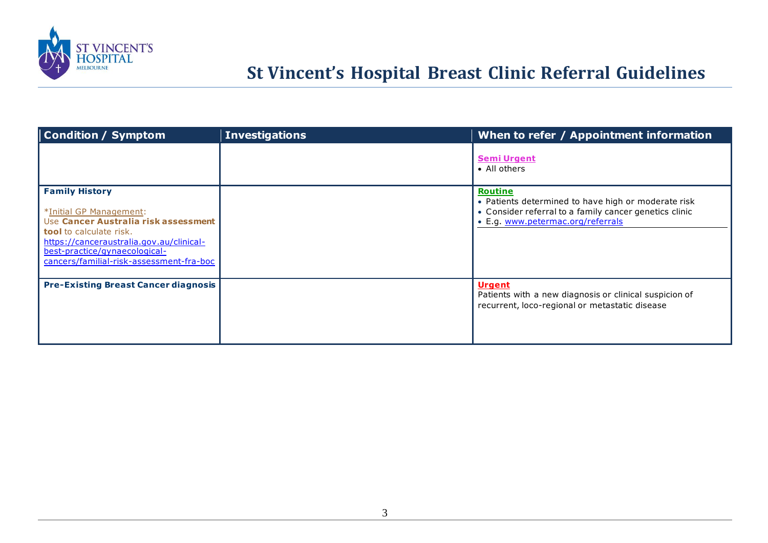# St Vincent's Hospital Breast Clinic Referral Guidelines

| Condition / Symptom | Investigations | When to refer / Appointment information |
|---|---|---|
| | | **Semi Urgent**<br>• All others |
| **Family History**<br><br>*Initial GP Management:<br>Use **Cancer Australia risk assessment tool** to calculate risk.<br>https://canceraustralia.gov.au/clinical-best-practice/gynaecological-cancers/familial-risk-assessment-fra-boc | | **Routine**<br>• Patients determined to have high or moderate risk<br>• Consider referral to a family cancer genetics clinic<br>• E.g. www.petermac.org/referrals |
| **Pre-Existing Breast Cancer diagnosis** | | **Urgent**<br>Patients with a new diagnosis or clinical suspicion of recurrent, loco-regional or metastatic disease |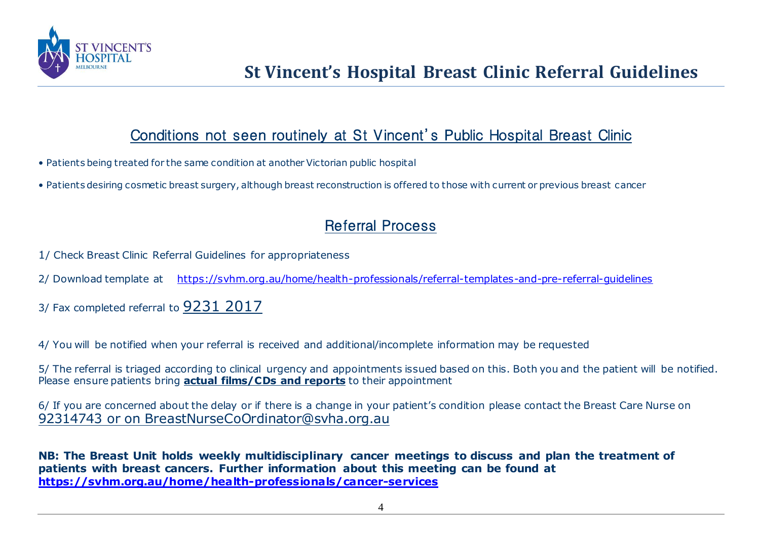# St Vincent's Hospital Breast Clinic Referral Guidelines

## Conditions not seen routinely at St Vincent's Public Hospital Breast Clinic

- Patients being treated for the same condition at another Victorian public hospital
- Patients desiring cosmetic breast surgery, although breast reconstruction is offered to those with current or previous breast cancer

## Referral Process

1/ Check Breast Clinic Referral Guidelines for appropriateness

2/ Download template at https://svhm.org.au/home/health-professionals/referral-templates-and-pre-referral-guidelines

3/ Fax completed referral to 9231 2017

4/ You will be notified when your referral is received and additional/incomplete information may be requested

5/ The referral is triaged according to clinical urgency and appointments issued based on this. Both you and the patient will be notified. Please ensure patients bring **actual films/CDs and reports** to their appointment

6/ If you are concerned about the delay or if there is a change in your patient's condition please contact the Breast Care Nurse on 92314743 or on BreastNurseCoOrdinator@svha.org.au

**NB: The Breast Unit holds weekly multidisciplinary cancer meetings to discuss and plan the treatment of patients with breast cancers. Further information about this meeting can be found at https://svhm.org.au/home/health-professionals/cancer-services**